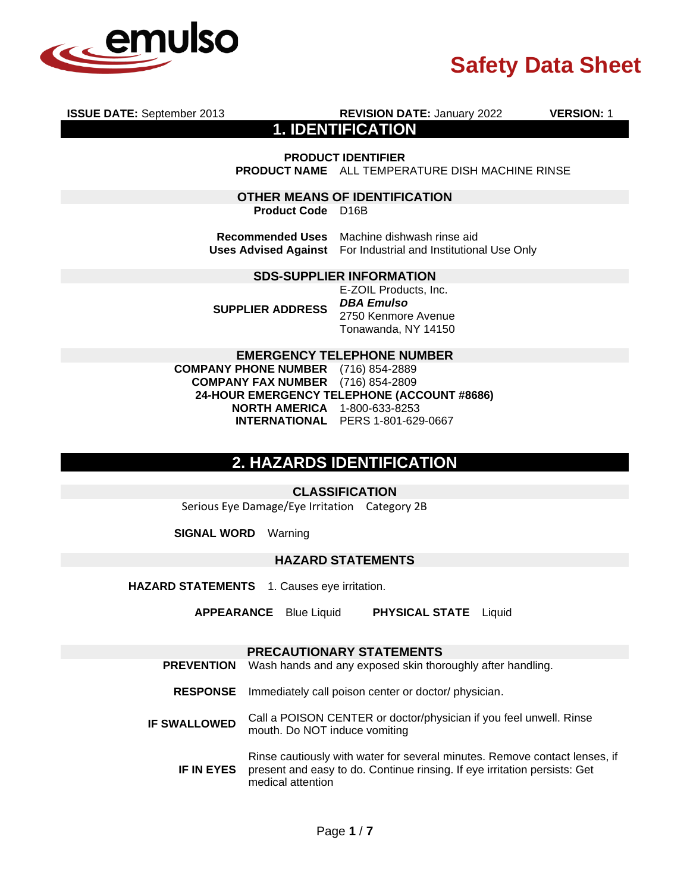emulso

# Safety Data Sheet

**ISSUE DATE:** September 2013 **REVISION DATE:** January 2022 **VERSION:** 1

## 1. IDENTIFICATION

### PRODUCT IDENTIFIER

**PRODUCT NAME** ALL TEMPERATURE DISH MACHINE RINSE

### OTHER MEANS OF IDENTIFICATION

**Product Code** D16B

**Recommended Uses** Machine dishwash rinse aid

**Uses Advised Against** For Industrial and Institutional Use Only

### SDS-SUPPLIER INFORMATION

**SUPPLIER ADDRESS**
E-ZOIL Products, Inc.
***DBA Emulso***
2750 Kenmore Avenue
Tonawanda, NY 14150

### EMERGENCY TELEPHONE NUMBER

**COMPANY PHONE NUMBER** (716) 854-2889

**COMPANY FAX NUMBER** (716) 854-2809

**24-HOUR EMERGENCY TELEPHONE (ACCOUNT #8686)**

**NORTH AMERICA** 1-800-633-8253

**INTERNATIONAL** PERS 1-801-629-0667

## 2. HAZARDS IDENTIFICATION

### CLASSIFICATION

Serious Eye Damage/Eye Irritation Category 2B

**SIGNAL WORD** Warning

### HAZARD STATEMENTS

**HAZARD STATEMENTS** 1. Causes eye irritation.

**APPEARANCE** Blue Liquid **PHYSICAL STATE** Liquid

### PRECAUTIONARY STATEMENTS

**PREVENTION** Wash hands and any exposed skin thoroughly after handling.

**RESPONSE** Immediately call poison center or doctor/ physician.

**IF SWALLOWED** Call a POISON CENTER or doctor/physician if you feel unwell. Rinse mouth. Do NOT induce vomiting

**IF IN EYES** Rinse cautiously with water for several minutes. Remove contact lenses, if present and easy to do. Continue rinsing. If eye irritation persists: Get medical attention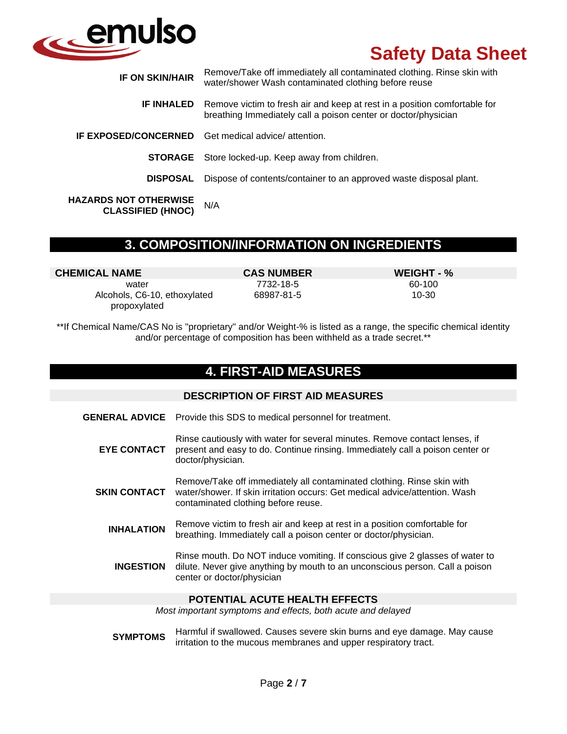**IF ON SKIN/HAIR** Remove/Take off immediately all contaminated clothing. Rinse skin with water/shower Wash contaminated clothing before reuse

**IF INHALED** Remove victim to fresh air and keep at rest in a position comfortable for breathing Immediately call a poison center or doctor/physician

**IF EXPOSED/CONCERNED** Get medical advice/ attention.

**STORAGE** Store locked-up. Keep away from children.

**DISPOSAL** Dispose of contents/container to an approved waste disposal plant.

**HAZARDS NOT OTHERWISE CLASSIFIED (HNOC)** N/A

## 3. COMPOSITION/INFORMATION ON INGREDIENTS

| CHEMICAL NAME | CAS NUMBER | WEIGHT - % |
|---|---|---|
| water | 7732-18-5 | 60-100 |
| Alcohols, C6-10, ethoxylated propoxylated | 68987-81-5 | 10-30 |

**If Chemical Name/CAS No is "proprietary" and/or Weight-% is listed as a range, the specific chemical identity and/or percentage of composition has been withheld as a trade secret.**

## 4. FIRST-AID MEASURES

### DESCRIPTION OF FIRST AID MEASURES

**GENERAL ADVICE** Provide this SDS to medical personnel for treatment.

**EYE CONTACT** Rinse cautiously with water for several minutes. Remove contact lenses, if present and easy to do. Continue rinsing. Immediately call a poison center or doctor/physician.

**SKIN CONTACT** Remove/Take off immediately all contaminated clothing. Rinse skin with water/shower. If skin irritation occurs: Get medical advice/attention. Wash contaminated clothing before reuse.

**INHALATION** Remove victim to fresh air and keep at rest in a position comfortable for breathing. Immediately call a poison center or doctor/physician.

**INGESTION** Rinse mouth. Do NOT induce vomiting. If conscious give 2 glasses of water to dilute. Never give anything by mouth to an unconscious person. Call a poison center or doctor/physician

### POTENTIAL ACUTE HEALTH EFFECTS

*Most important symptoms and effects, both acute and delayed*

**SYMPTOMS** Harmful if swallowed. Causes severe skin burns and eye damage. May cause irritation to the mucous membranes and upper respiratory tract.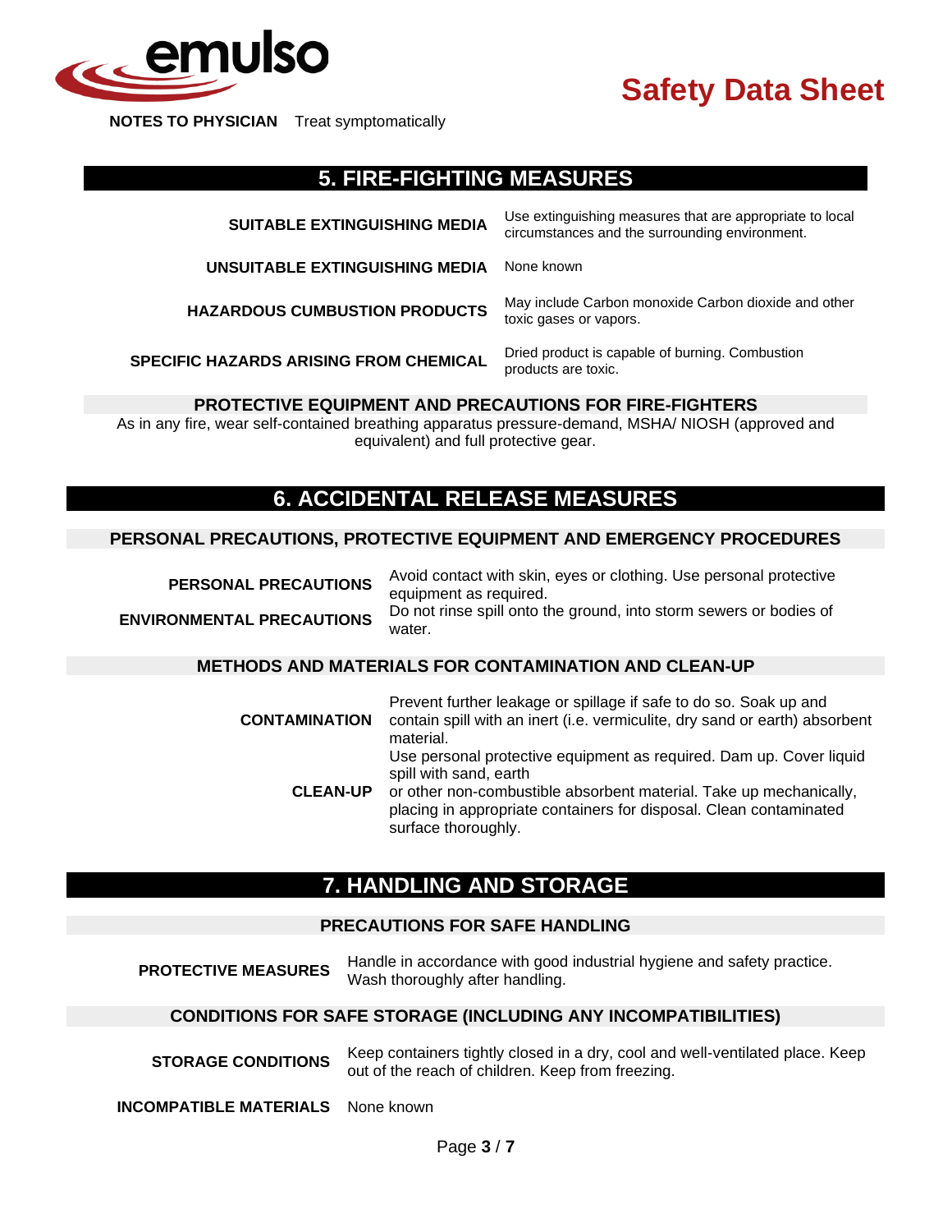**NOTES TO PHYSICIAN** Treat symptomatically

## 5. FIRE-FIGHTING MEASURES

**SUITABLE EXTINGUISHING MEDIA** Use extinguishing measures that are appropriate to local circumstances and the surrounding environment.

**UNSUITABLE EXTINGUISHING MEDIA** None known

**HAZARDOUS CUMBUSTION PRODUCTS** May include Carbon monoxide Carbon dioxide and other toxic gases or vapors.

**SPECIFIC HAZARDS ARISING FROM CHEMICAL** Dried product is capable of burning. Combustion products are toxic.

### PROTECTIVE EQUIPMENT AND PRECAUTIONS FOR FIRE-FIGHTERS

As in any fire, wear self-contained breathing apparatus pressure-demand, MSHA/ NIOSH (approved and equivalent) and full protective gear.

## 6. ACCIDENTAL RELEASE MEASURES

### PERSONAL PRECAUTIONS, PROTECTIVE EQUIPMENT AND EMERGENCY PROCEDURES

**PERSONAL PRECAUTIONS** Avoid contact with skin, eyes or clothing. Use personal protective equipment as required.

**ENVIRONMENTAL PRECAUTIONS** Do not rinse spill onto the ground, into storm sewers or bodies of water.

### METHODS AND MATERIALS FOR CONTAMINATION AND CLEAN-UP

**CONTAMINATION** Prevent further leakage or spillage if safe to do so. Soak up and contain spill with an inert (i.e. vermiculite, dry sand or earth) absorbent material.

**CLEAN-UP** Use personal protective equipment as required. Dam up. Cover liquid spill with sand, earth or other non-combustible absorbent material. Take up mechanically, placing in appropriate containers for disposal. Clean contaminated surface thoroughly.

## 7. HANDLING AND STORAGE

### PRECAUTIONS FOR SAFE HANDLING

**PROTECTIVE MEASURES** Handle in accordance with good industrial hygiene and safety practice. Wash thoroughly after handling.

### CONDITIONS FOR SAFE STORAGE (INCLUDING ANY INCOMPATIBILITIES)

**STORAGE CONDITIONS** Keep containers tightly closed in a dry, cool and well-ventilated place. Keep out of the reach of children. Keep from freezing.

**INCOMPATIBLE MATERIALS** None known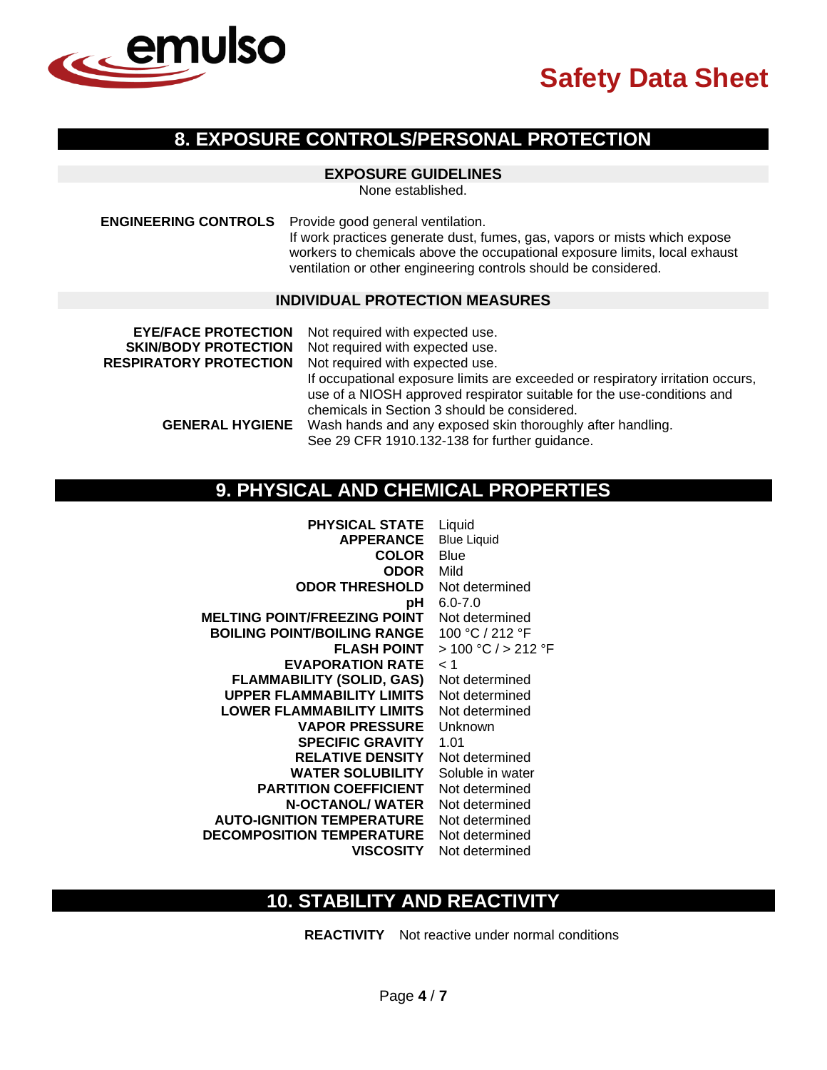## 8. EXPOSURE CONTROLS/PERSONAL PROTECTION

### EXPOSURE GUIDELINES

None established.

**ENGINEERING CONTROLS** Provide good general ventilation.
If work practices generate dust, fumes, gas, vapors or mists which expose workers to chemicals above the occupational exposure limits, local exhaust ventilation or other engineering controls should be considered.

### INDIVIDUAL PROTECTION MEASURES

| | |
|---|---|
| **EYE/FACE PROTECTION** | Not required with expected use. |
| **SKIN/BODY PROTECTION** | Not required with expected use. |
| **RESPIRATORY PROTECTION** | Not required with expected use. If occupational exposure limits are exceeded or respiratory irritation occurs, use of a NIOSH approved respirator suitable for the use-conditions and chemicals in Section 3 should be considered. |
| **GENERAL HYGIENE** | Wash hands and any exposed skin thoroughly after handling. See 29 CFR 1910.132-138 for further guidance. |

## 9. PHYSICAL AND CHEMICAL PROPERTIES

| | |
|---|---|
| **PHYSICAL STATE** | Liquid |
| **APPERANCE** | Blue Liquid |
| **COLOR** | Blue |
| **ODOR** | Mild |
| **ODOR THRESHOLD** | Not determined |
| **pH** | 6.0-7.0 |
| **MELTING POINT/FREEZING POINT** | Not determined |
| **BOILING POINT/BOILING RANGE** | 100 °C / 212 °F |
| **FLASH POINT** | > 100 °C / > 212 °F |
| **EVAPORATION RATE** | < 1 |
| **FLAMMABILITY (SOLID, GAS)** | Not determined |
| **UPPER FLAMMABILITY LIMITS** | Not determined |
| **LOWER FLAMMABILITY LIMITS** | Not determined |
| **VAPOR PRESSURE** | Unknown |
| **SPECIFIC GRAVITY** | 1.01 |
| **RELATIVE DENSITY** | Not determined |
| **WATER SOLUBILITY** | Soluble in water |
| **PARTITION COEFFICIENT** | Not determined |
| **N-OCTANOL/ WATER** | Not determined |
| **AUTO-IGNITION TEMPERATURE** | Not determined |
| **DECOMPOSITION TEMPERATURE** | Not determined |
| **VISCOSITY** | Not determined |

## 10. STABILITY AND REACTIVITY

**REACTIVITY** Not reactive under normal conditions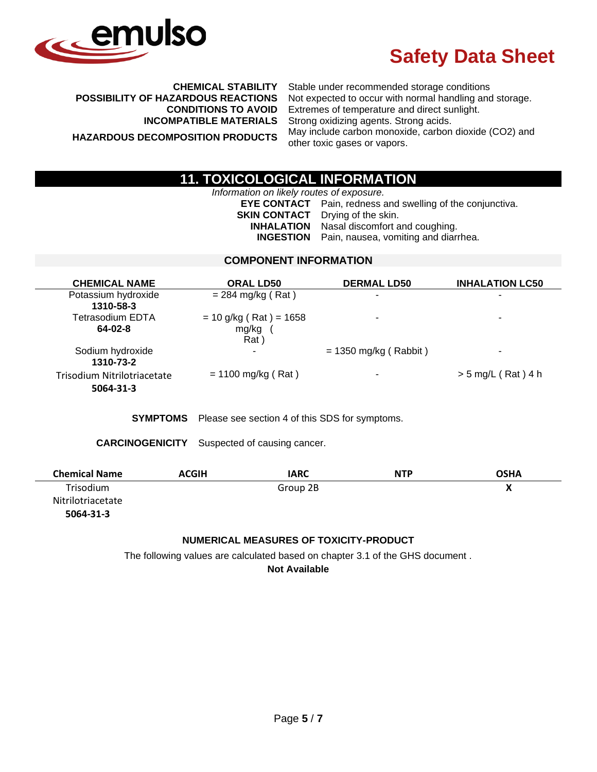| | |
|---|---|
| **CHEMICAL STABILITY** | Stable under recommended storage conditions |
| **POSSIBILITY OF HAZARDOUS REACTIONS** | Not expected to occur with normal handling and storage. |
| **CONDITIONS TO AVOID** | Extremes of temperature and direct sunlight. |
| **INCOMPATIBLE MATERIALS** | Strong oxidizing agents. Strong acids. |
| **HAZARDOUS DECOMPOSITION PRODUCTS** | May include carbon monoxide, carbon dioxide ($CO_2$) and other toxic gases or vapors. |

## 11. TOXICOLOGICAL INFORMATION

*Information on likely routes of exposure.*

| | |
|---|---|
| **EYE CONTACT** | Pain, redness and swelling of the conjunctiva. |
| **SKIN CONTACT** | Drying of the skin. |
| **INHALATION** | Nasal discomfort and coughing. |
| **INGESTION** | Pain, nausea, vomiting and diarrhea. |

### COMPONENT INFORMATION

| CHEMICAL NAME | ORAL LD50 | DERMAL LD50 | INHALATION LC50 |
|---|---|---|---|
| Potassium hydroxide **1310-58-3** | = 284 mg/kg ( Rat ) | - | - |
| Tetrasodium EDTA **64-02-8** | = 10 g/kg ( Rat ) = 1658 mg/kg ( Rat ) | - | - |
| Sodium hydroxide **1310-73-2** | - | = 1350 mg/kg ( Rabbit ) | - |
| Trisodium Nitrilotriacetate **5064-31-3** | = 1100 mg/kg ( Rat ) | - | > 5 mg/L ( Rat ) 4 h |

**SYMPTOMS** Please see section 4 of this SDS for symptoms.

**CARCINOGENICITY** Suspected of causing cancer.

| Chemical Name | ACGIH | IARC | NTP | OSHA |
|---|---|---|---|---|
| Trisodium Nitrilotriacetate **5064-31-3** | | Group 2B | | X |

### NUMERICAL MEASURES OF TOXICITY-PRODUCT

The following values are calculated based on chapter 3.1 of the GHS document .

**Not Available**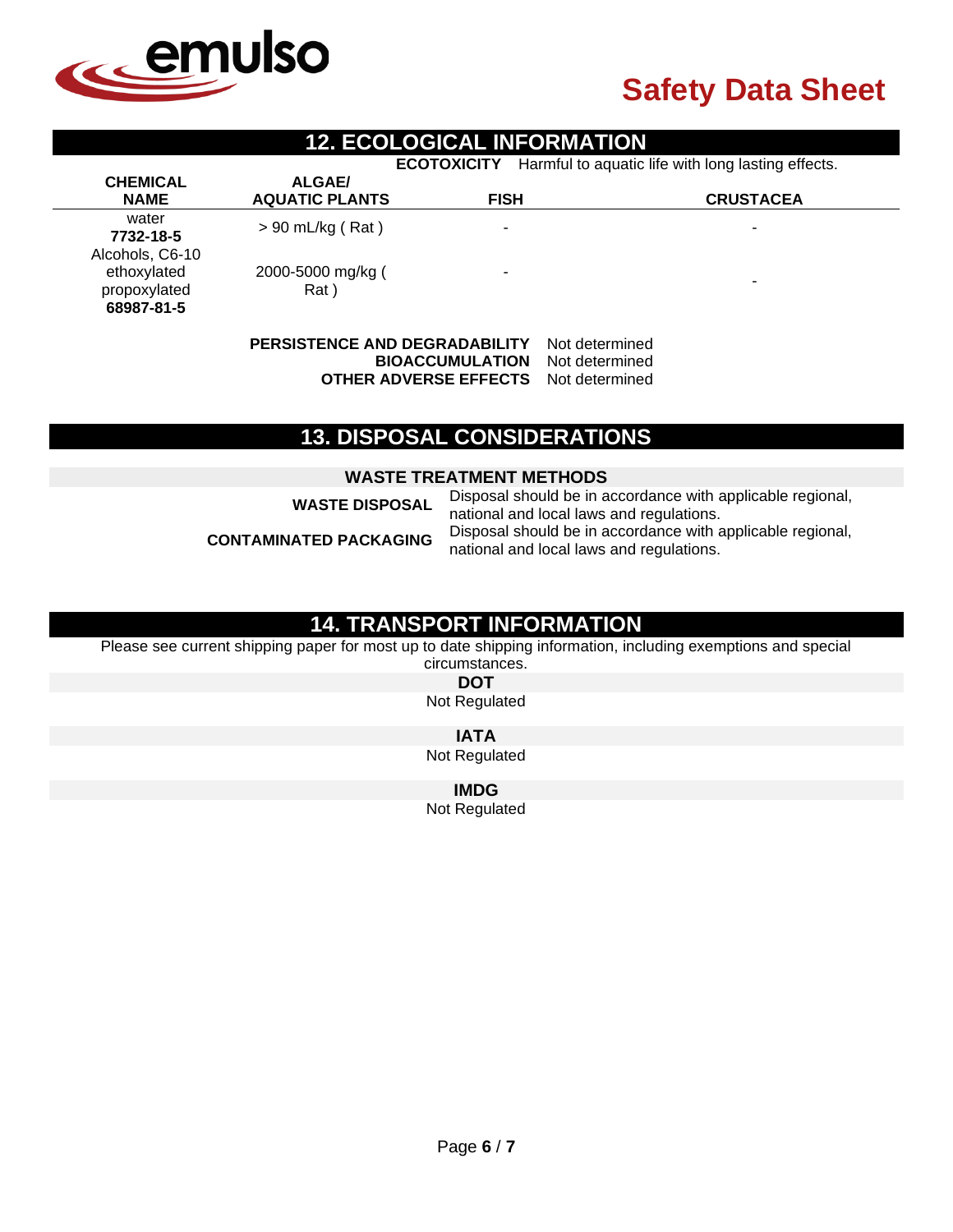## 12. ECOLOGICAL INFORMATION

**ECOTOXICITY** Harmful to aquatic life with long lasting effects.

| CHEMICAL NAME | ALGAE/ AQUATIC PLANTS | FISH | CRUSTACEA |
|---|---|---|---|
| water **7732-18-5** | > 90 mL/kg ( Rat ) | - | - |
| Alcohols, C6-10 ethoxylated propoxylated **68987-81-5** | 2000-5000 mg/kg ( Rat ) | - | - |

**PERSISTENCE AND DEGRADABILITY** Not determined
**BIOACCUMULATION** Not determined
**OTHER ADVERSE EFFECTS** Not determined

## 13. DISPOSAL CONSIDERATIONS

### WASTE TREATMENT METHODS

**WASTE DISPOSAL** Disposal should be in accordance with applicable regional, national and local laws and regulations.

**CONTAMINATED PACKAGING** Disposal should be in accordance with applicable regional, national and local laws and regulations.

## 14. TRANSPORT INFORMATION

Please see current shipping paper for most up to date shipping information, including exemptions and special circumstances.

### DOT

Not Regulated

### IATA

Not Regulated

### IMDG

Not Regulated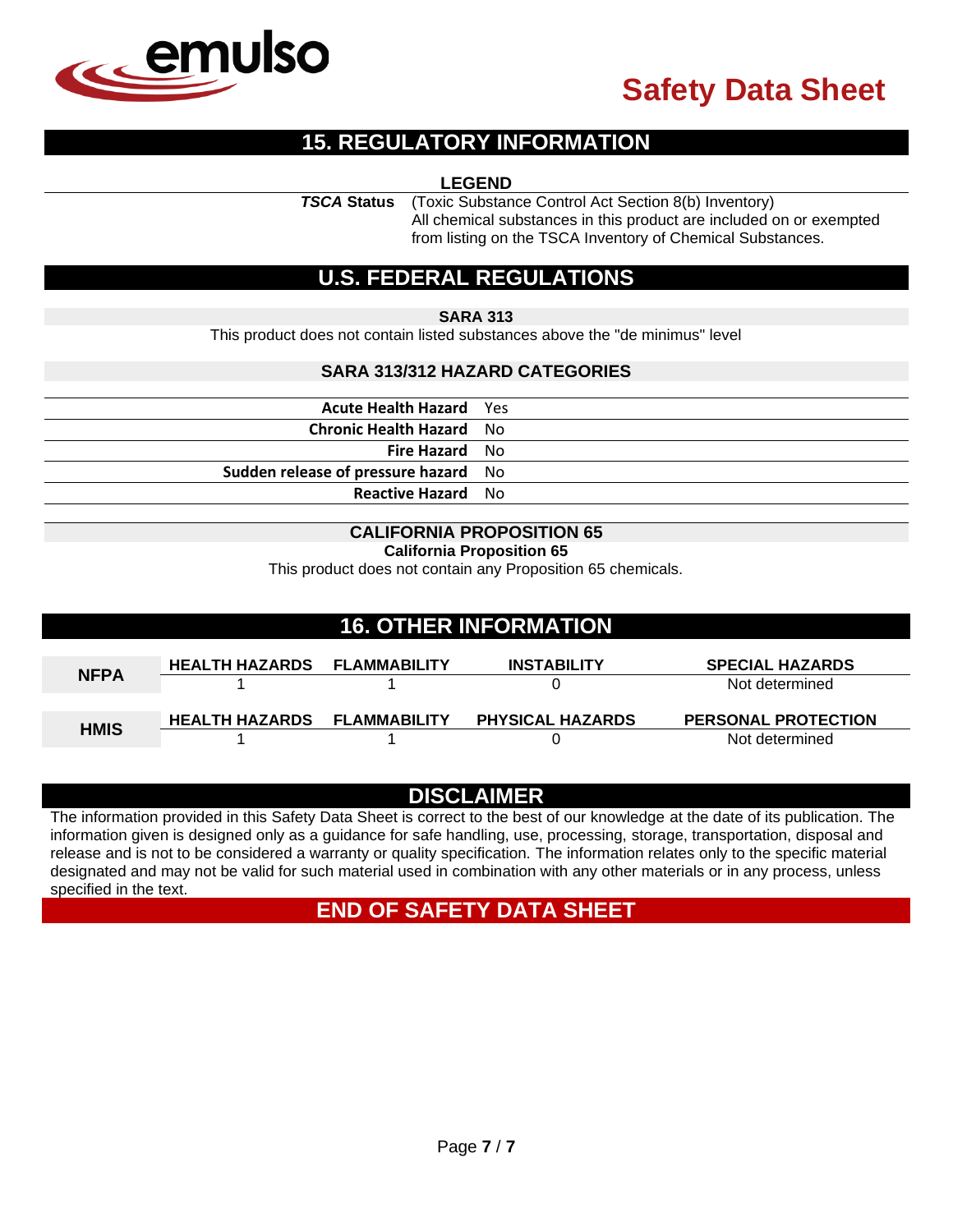## 15. REGULATORY INFORMATION

### LEGEND

***TSCA* Status** (Toxic Substance Control Act Section 8(b) Inventory)
All chemical substances in this product are included on or exempted from listing on the TSCA Inventory of Chemical Substances.

## U.S. FEDERAL REGULATIONS

### SARA 313

This product does not contain listed substances above the "de minimus" level

### SARA 313/312 HAZARD CATEGORIES

| | |
|---|---|
| **Acute Health Hazard** | Yes |
| **Chronic Health Hazard** | No |
| **Fire Hazard** | No |
| **Sudden release of pressure hazard** | No |
| **Reactive Hazard** | No |

### CALIFORNIA PROPOSITION 65

**California Proposition 65**

This product does not contain any Proposition 65 chemicals.

## 16. OTHER INFORMATION

| | HEALTH HAZARDS | FLAMMABILITY | INSTABILITY | SPECIAL HAZARDS |
|---|---|---|---|---|
| **NFPA** | 1 | 1 | 0 | Not determined |

| | HEALTH HAZARDS | FLAMMABILITY | PHYSICAL HAZARDS | PERSONAL PROTECTION |
|---|---|---|---|---|
| **HMIS** | 1 | 1 | 0 | Not determined |

## DISCLAIMER

The information provided in this Safety Data Sheet is correct to the best of our knowledge at the date of its publication. The information given is designed only as a guidance for safe handling, use, processing, storage, transportation, disposal and release and is not to be considered a warranty or quality specification. The information relates only to the specific material designated and may not be valid for such material used in combination with any other materials or in any process, unless specified in the text.

## END OF SAFETY DATA SHEET